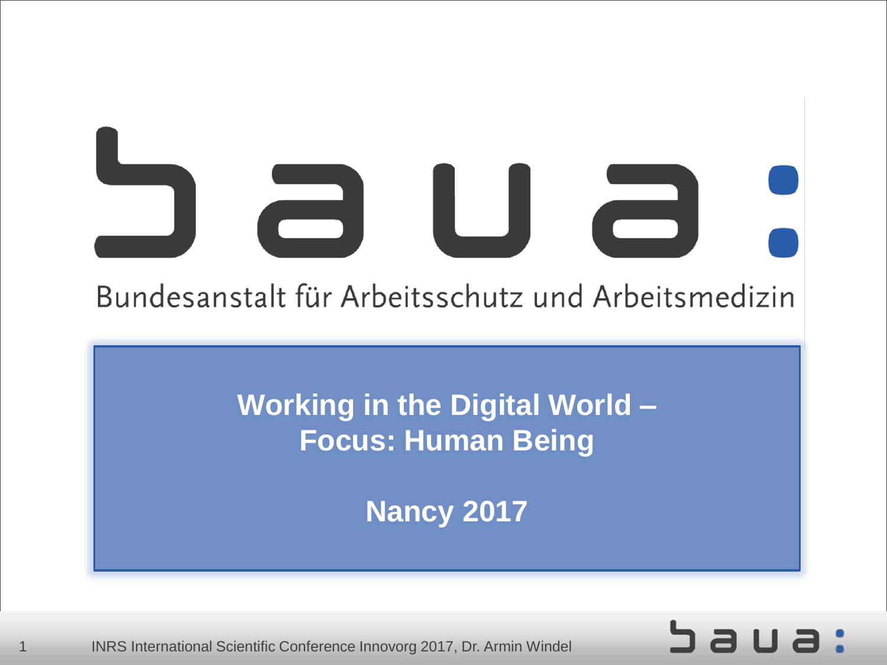# baua:

Bundesanstalt für Arbeitsschutz und Arbeitsmedizin

**Working in the Digital World – Focus: Human Being**

**Nancy 2017**

INRS International Scientific Conference Innovorg 2017, Dr. Armin Windel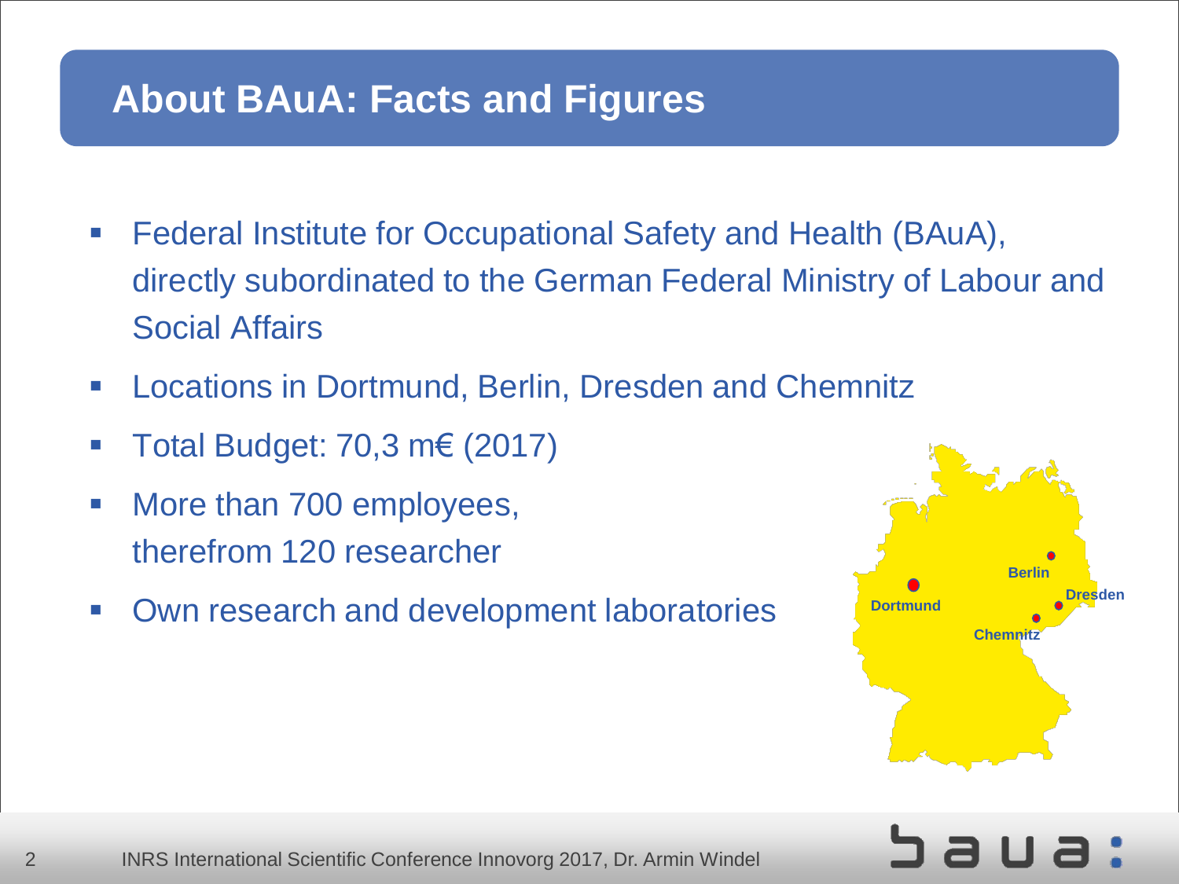# About BAuA: Facts and Figures

- Federal Institute for Occupational Safety and Health (BAuA), directly subordinated to the German Federal Ministry of Labour and Social Affairs
- Locations in Dortmund, Berlin, Dresden and Chemnitz
- Total Budget: 70,3 m€ (2017)
- More than 700 employees, therefrom 120 researcher
- Own research and development laboratories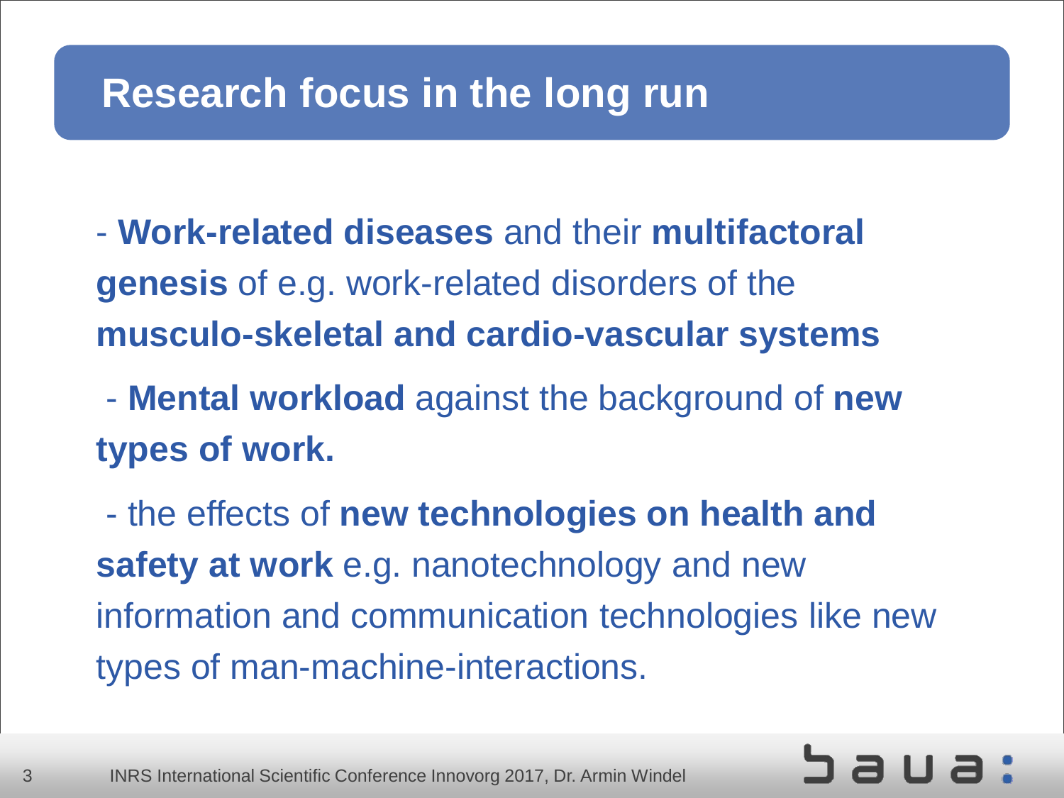# Research focus in the long run

- **Work-related diseases** and their **multifactoral genesis** of e.g. work-related disorders of the **musculo-skeletal and cardio-vascular systems**

- **Mental workload** against the background of **new types of work.**

- the effects of **new technologies on health and safety at work** e.g. nanotechnology and new information and communication technologies like new types of man-machine-interactions.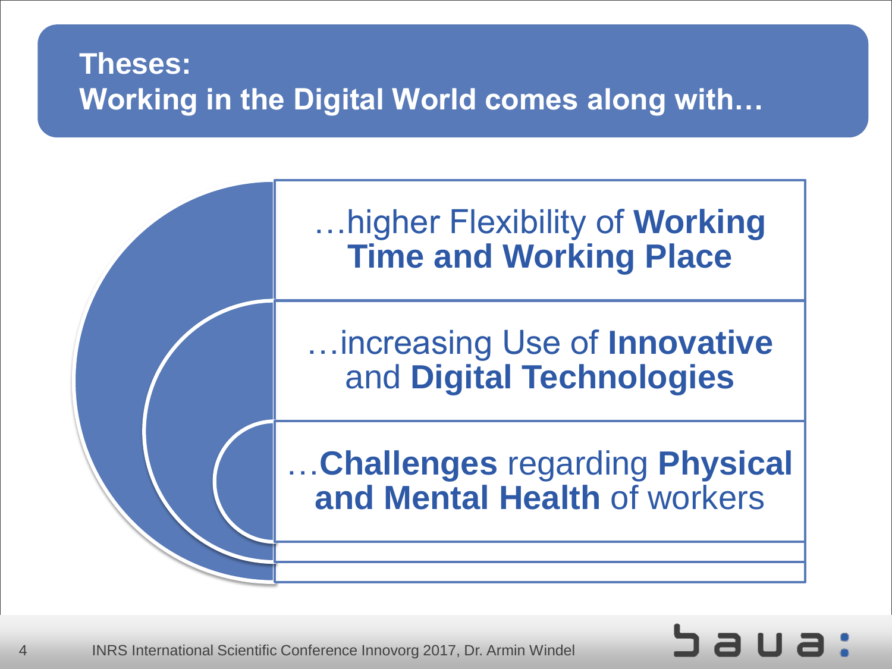## Theses:
## Working in the Digital World comes along with…

…higher Flexibility of **Working Time and Working Place**

…increasing Use of **Innovative** and **Digital Technologies**

…**Challenges** regarding **Physical and Mental Health** of workers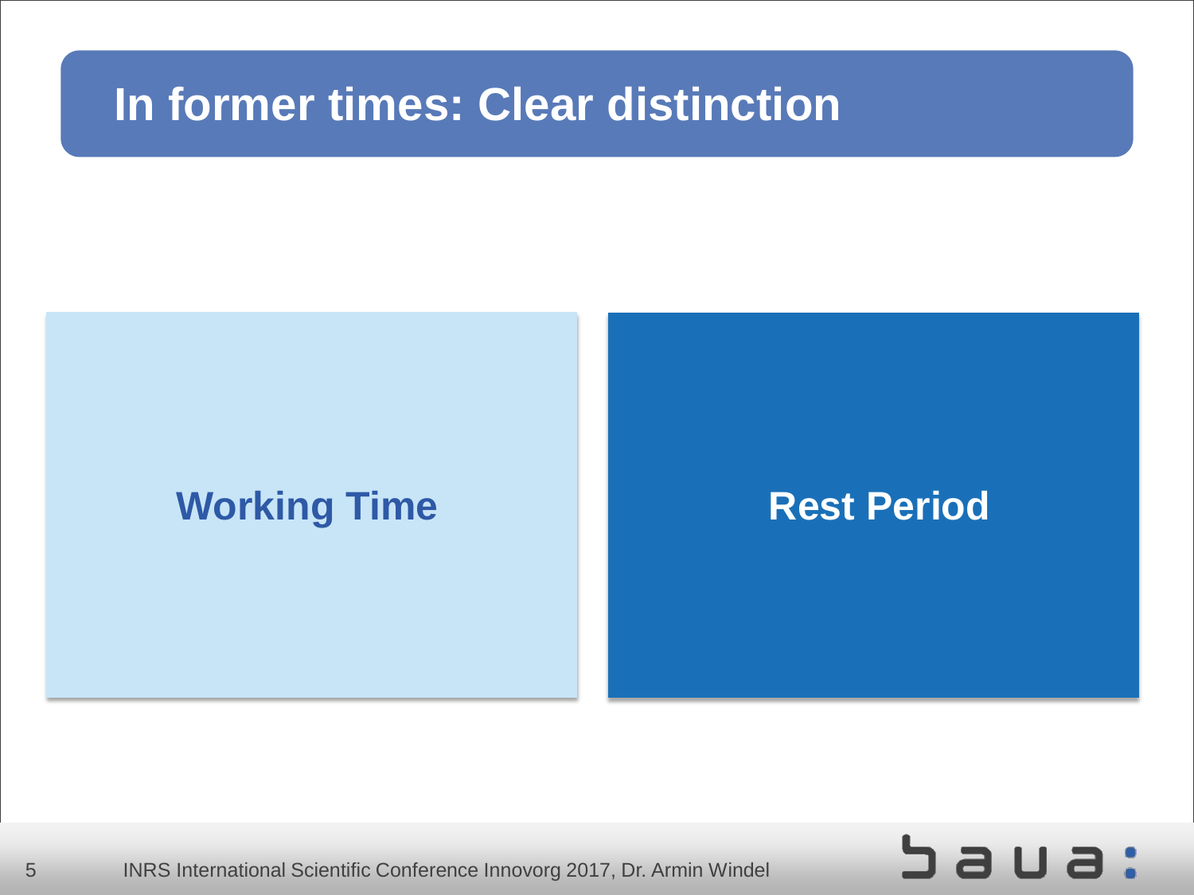# In former times: Clear distinction

**Working Time**

**Rest Period**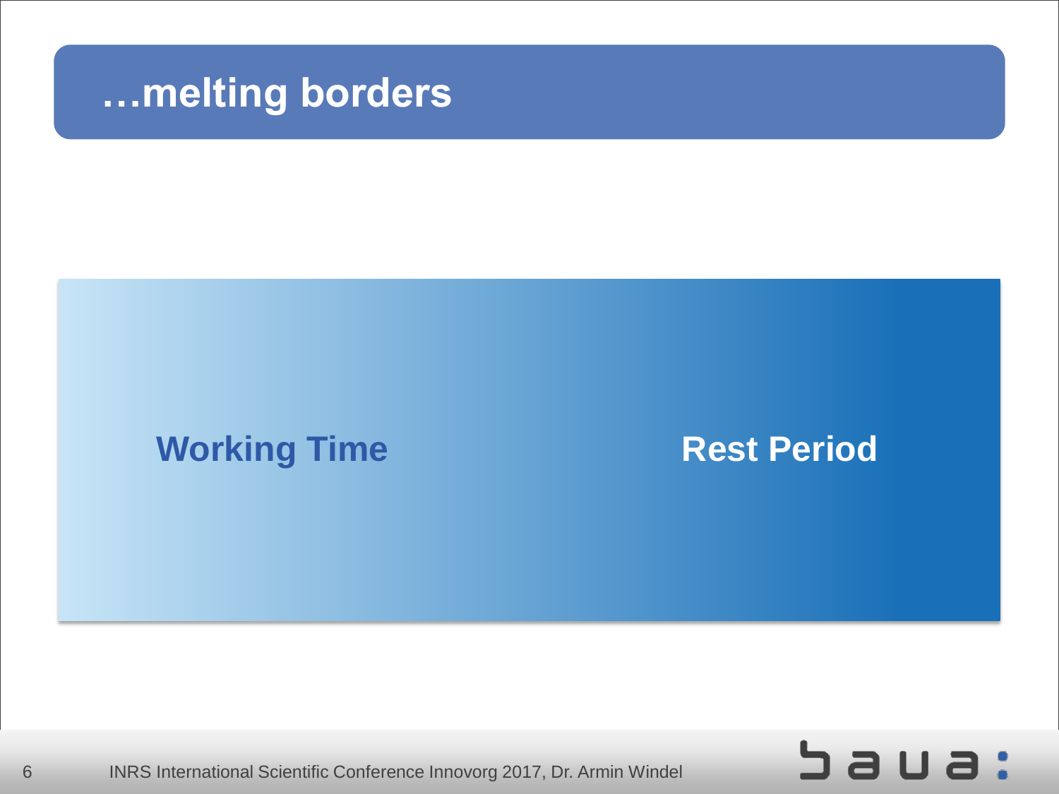# …melting borders

Working Time

Rest Period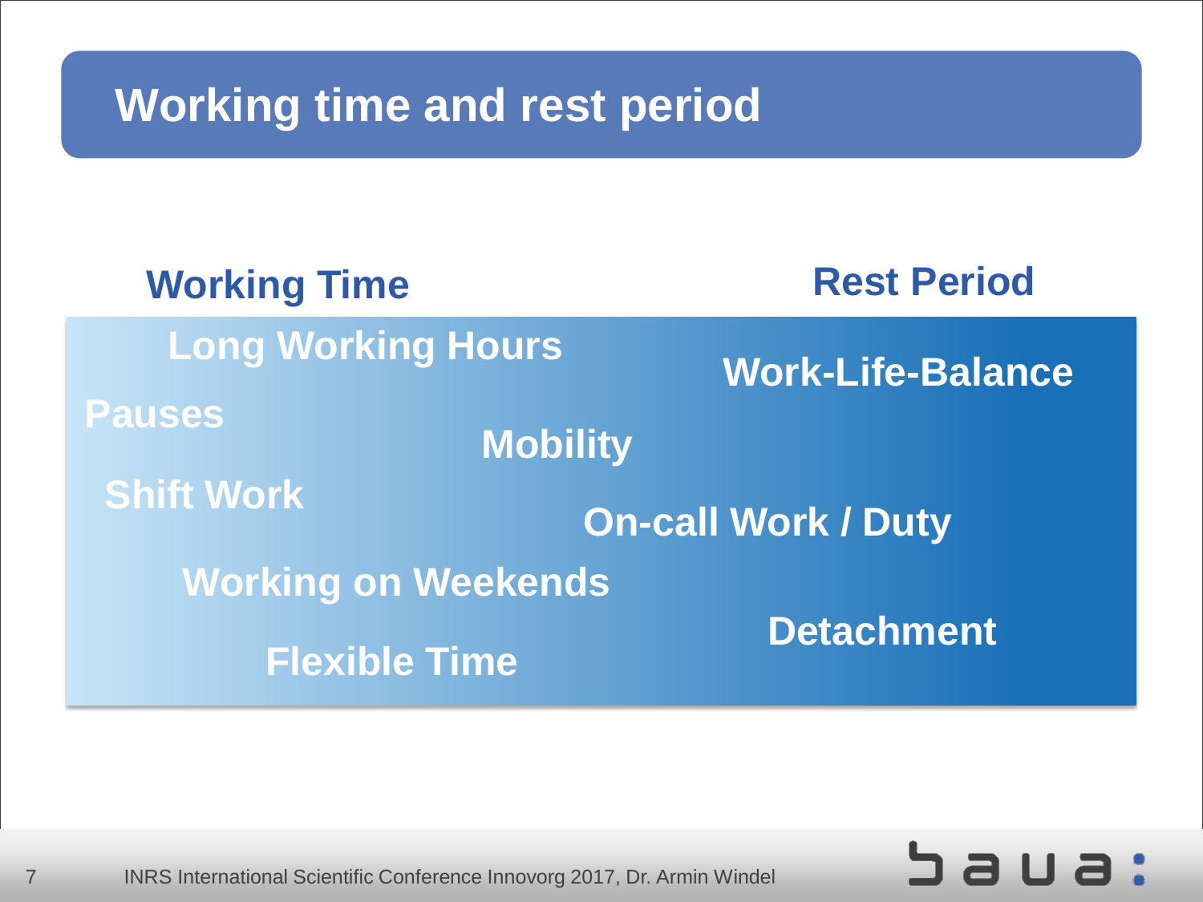# Working time and rest period

**Working Time** | **Rest Period**

- Long Working Hours
- Work-Life-Balance
- Pauses
- Mobility
- Shift Work
- On-call Work / Duty
- Working on Weekends
- Detachment
- Flexible Time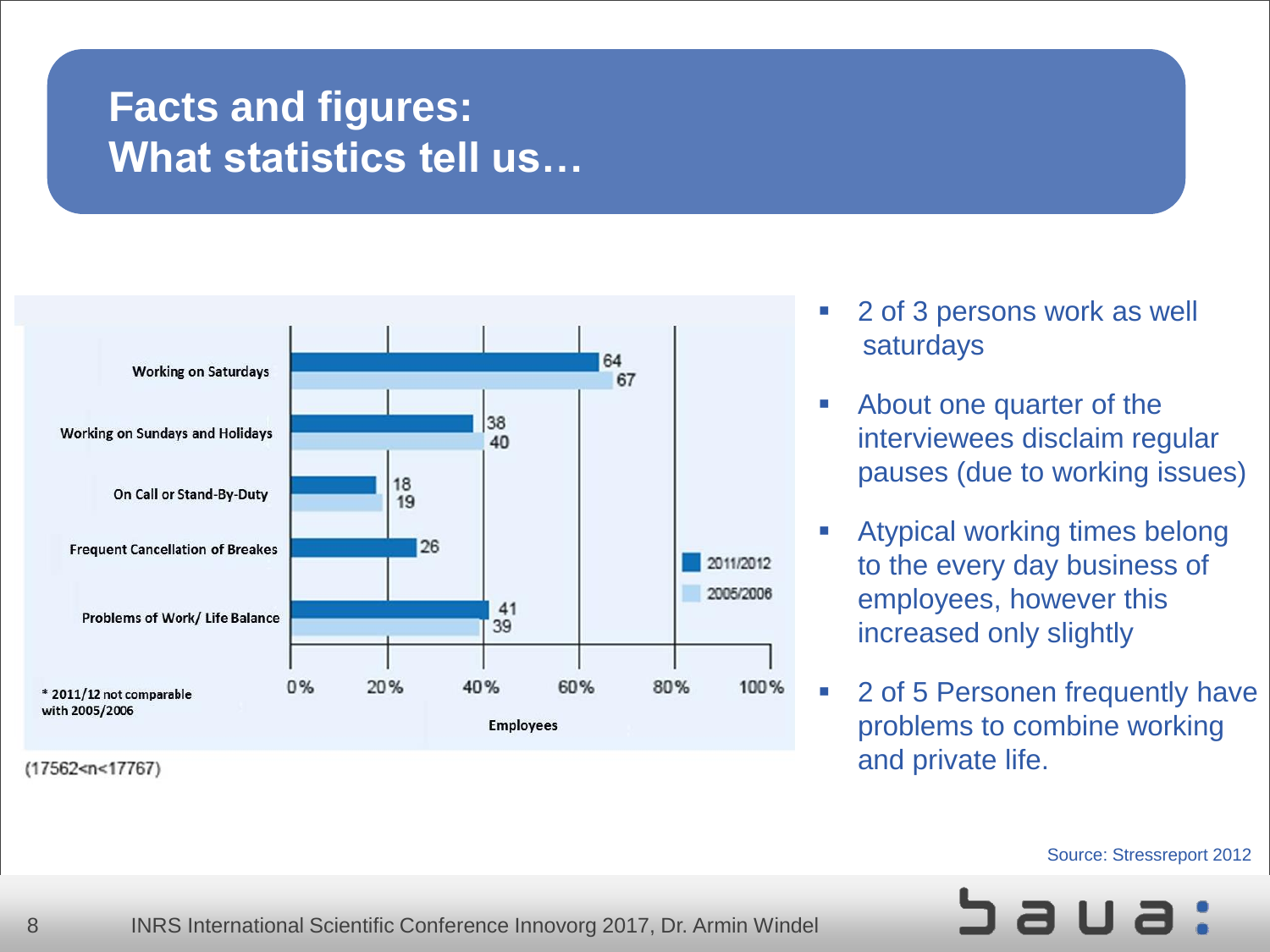# Facts and figures:
# What statistics tell us…

| | 2011/2012 | 2005/2006 |
|---|---|---|
| Working on Saturdays | 64 | 67 |
| Working on Sundays and Holidays | 38 | 40 |
| On Call or Stand-By-Duty | 18 | 19 |
| Frequent Cancellation of Breakes | 26 | |
| Problems of Work/ Life Balance | 41 | 39 |

Employees (0% – 100%)

* 2011/12 not comparable with 2005/2006

(17562<n<17767)

- 2 of 3 persons work as well saturdays
- About one quarter of the interviewees disclaim regular pauses (due to working issues)
- Atypical working times belong to the every day business of employees, however this increased only slightly
- 2 of 5 Personen frequently have problems to combine working and private life.

Source: Stressreport 2012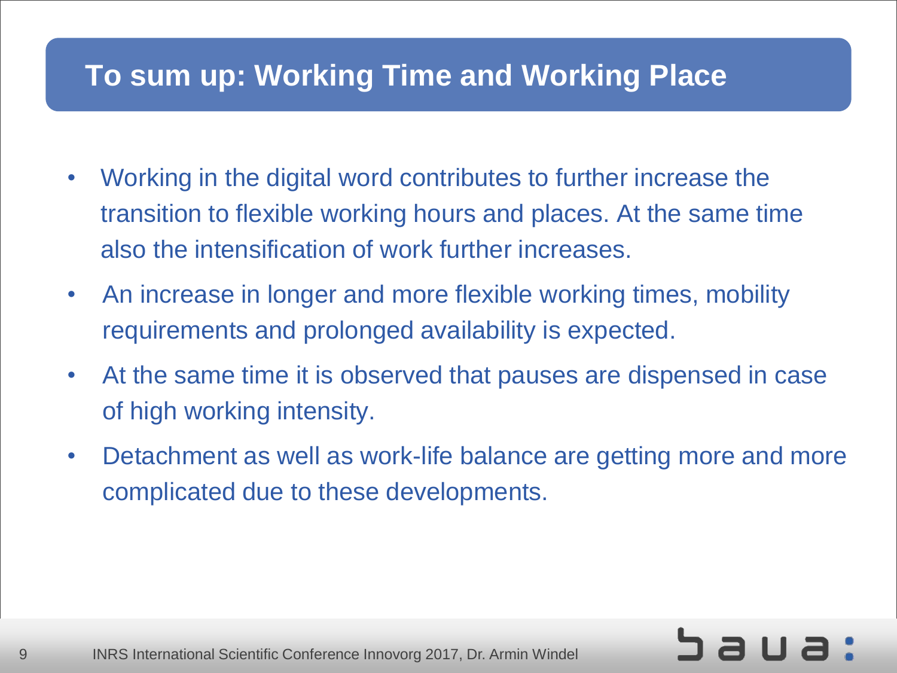## To sum up: Working Time and Working Place

- Working in the digital word contributes to further increase the transition to flexible working hours and places. At the same time also the intensification of work further increases.
- An increase in longer and more flexible working times, mobility requirements and prolonged availability is expected.
- At the same time it is observed that pauses are dispensed in case of high working intensity.
- Detachment as well as work-life balance are getting more and more complicated due to these developments.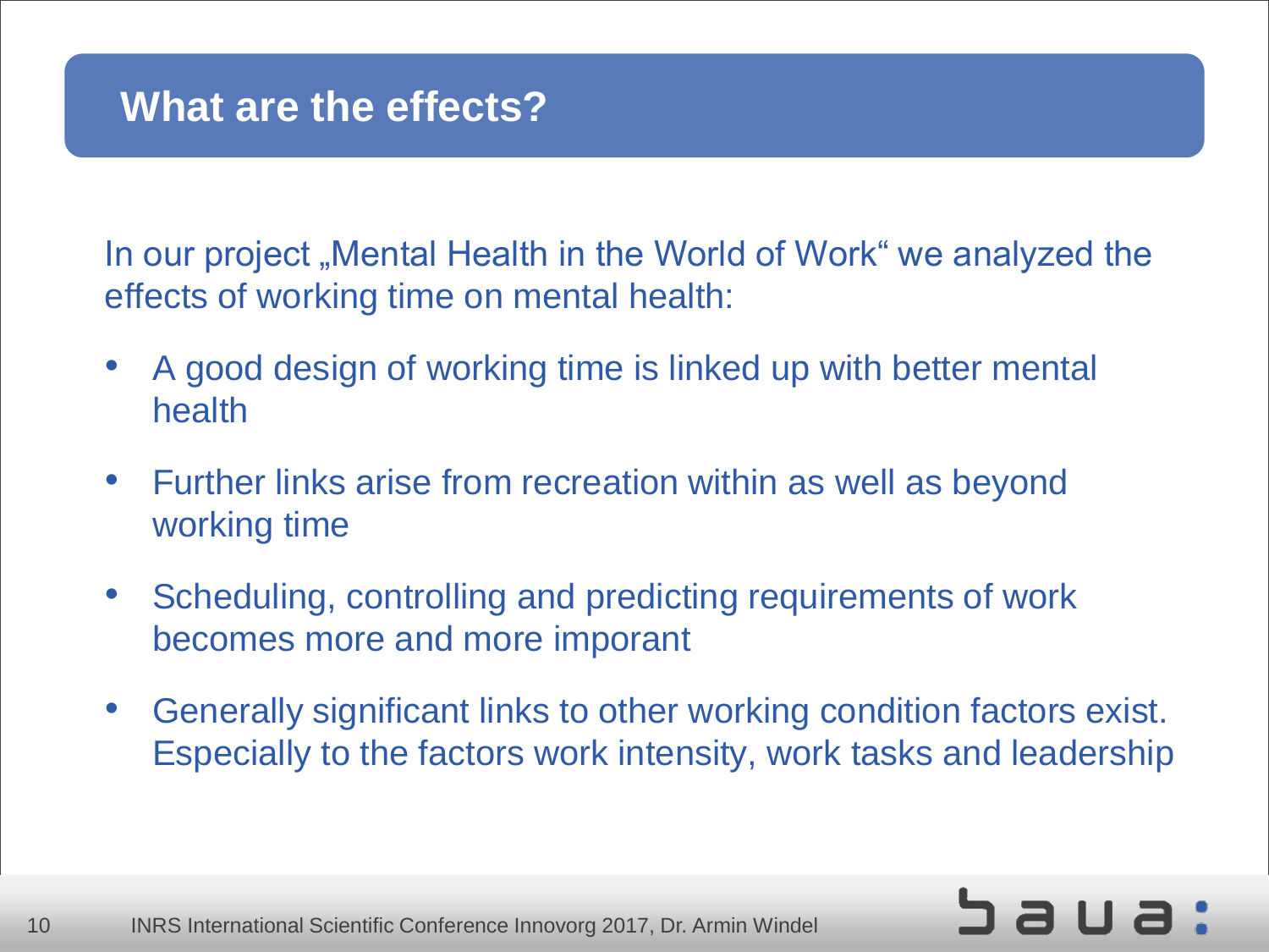## What are the effects?

In our project „Mental Health in the World of Work" we analyzed the effects of working time on mental health:

- A good design of working time is linked up with better mental health
- Further links arise from recreation within as well as beyond working time
- Scheduling, controlling and predicting requirements of work becomes more and more imporant
- Generally significant links to other working condition factors exist. Especially to the factors work intensity, work tasks and leadership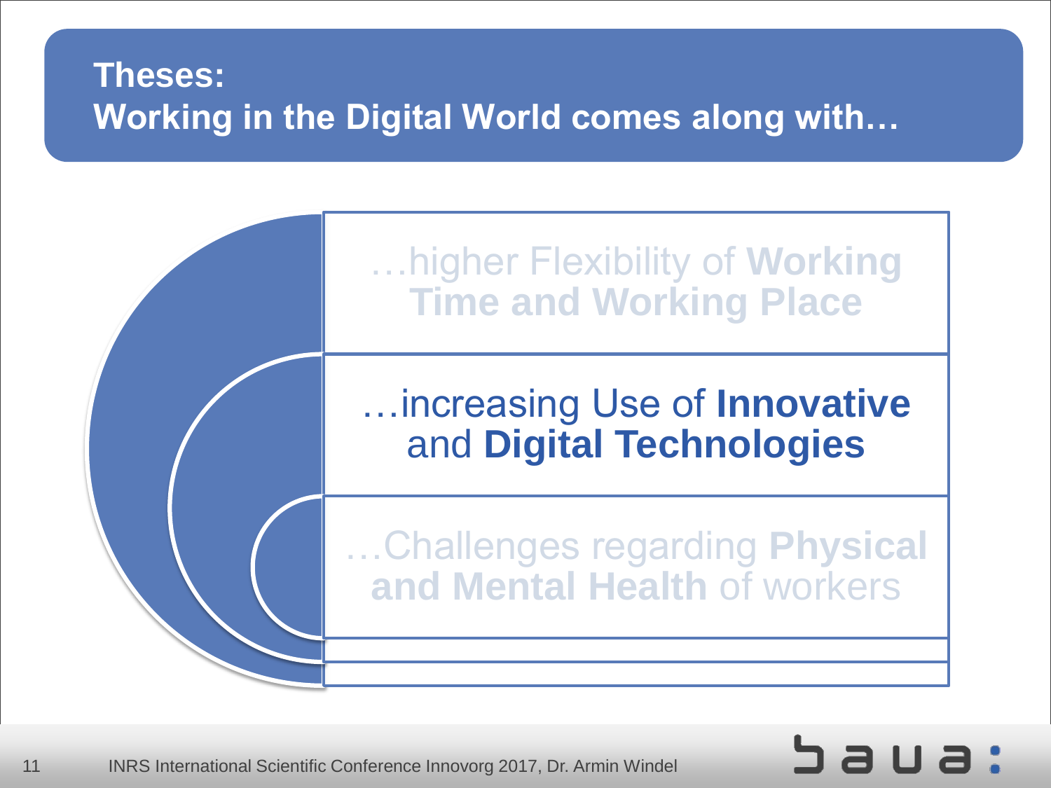## Theses:
## Working in the Digital World comes along with…

…higher Flexibility of **Working Time and Working Place**

…increasing Use of **Innovative** and **Digital Technologies**

…Challenges regarding **Physical and Mental Health** of workers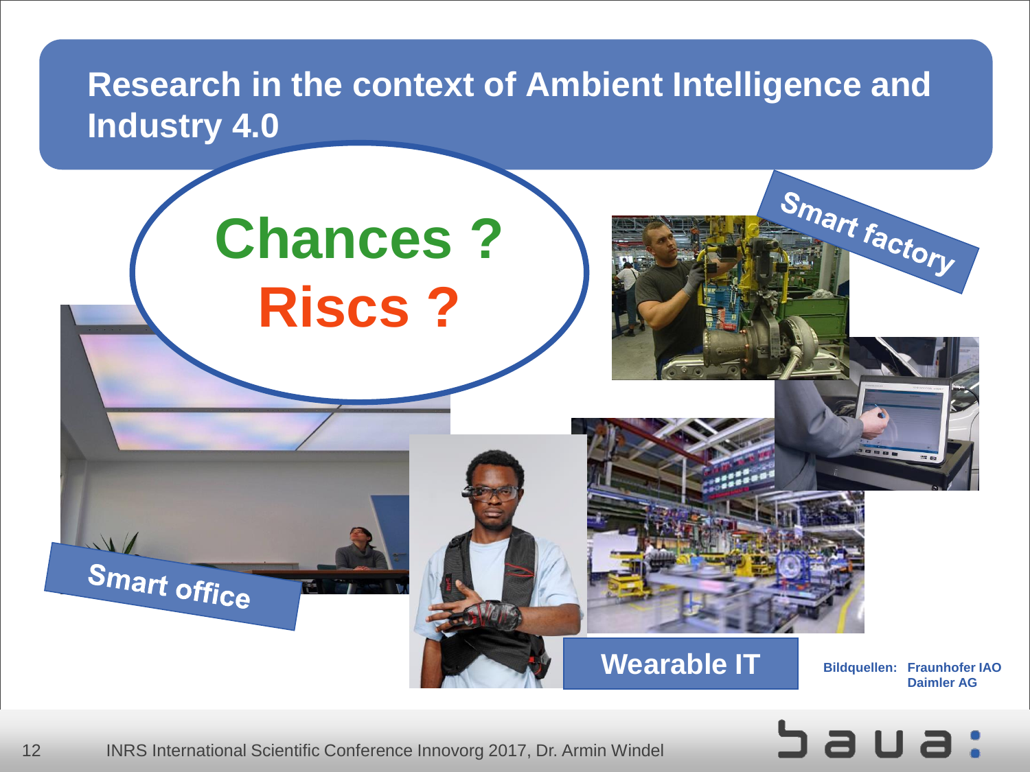# Research in the context of Ambient Intelligence and Industry 4.0

**Chances ?**

**Riscs ?**

Smart factory

Smart office

Wearable IT

**Bildquellen:** Fraunhofer IAO, Daimler AG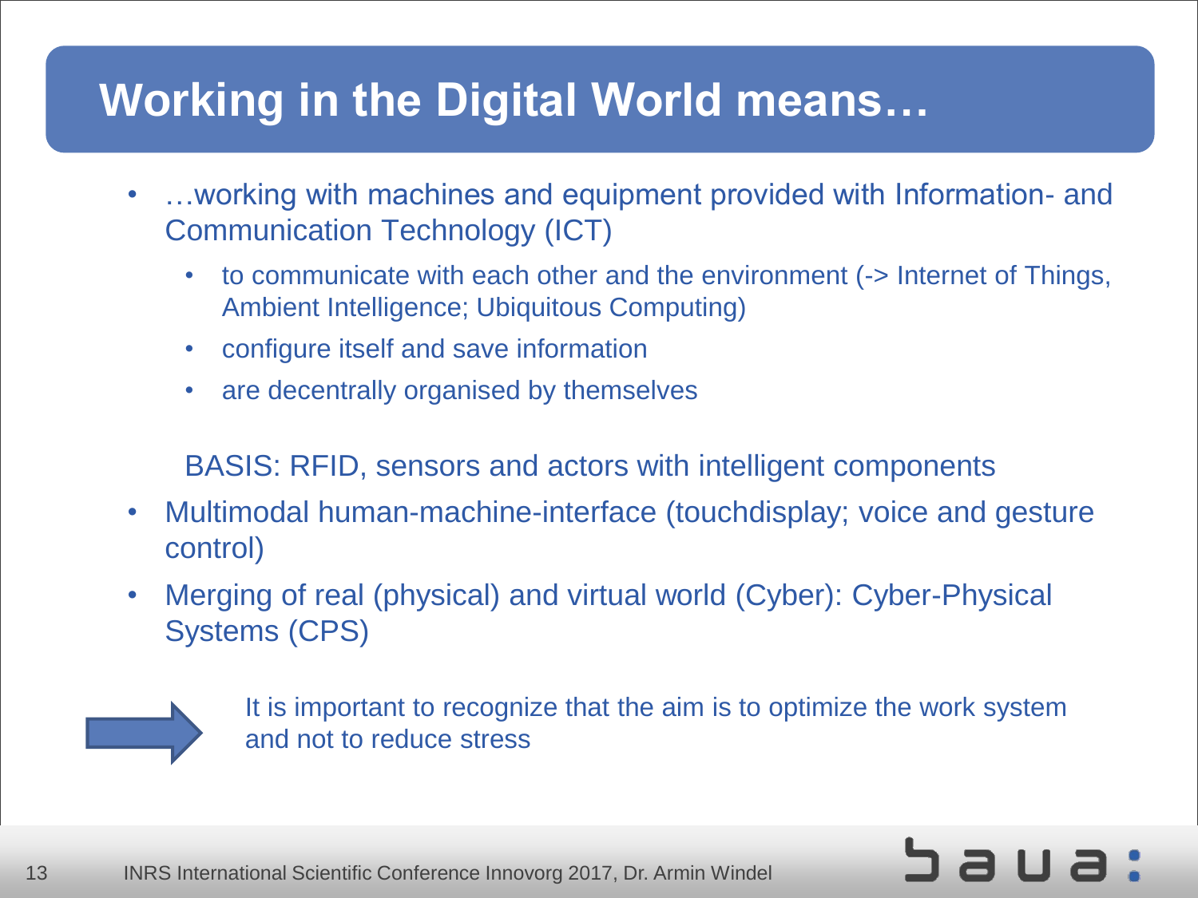# Working in the Digital World means…

- …working with machines and equipment provided with Information- and Communication Technology (ICT)
  - to communicate with each other and the environment (-> Internet of Things, Ambient Intelligence; Ubiquitous Computing)
  - configure itself and save information
  - are decentrally organised by themselves

  BASIS: RFID, sensors and actors with intelligent components
- Multimodal human-machine-interface (touchdisplay; voice and gesture control)
- Merging of real (physical) and virtual world (Cyber): Cyber-Physical Systems (CPS)

→ It is important to recognize that the aim is to optimize the work system and not to reduce stress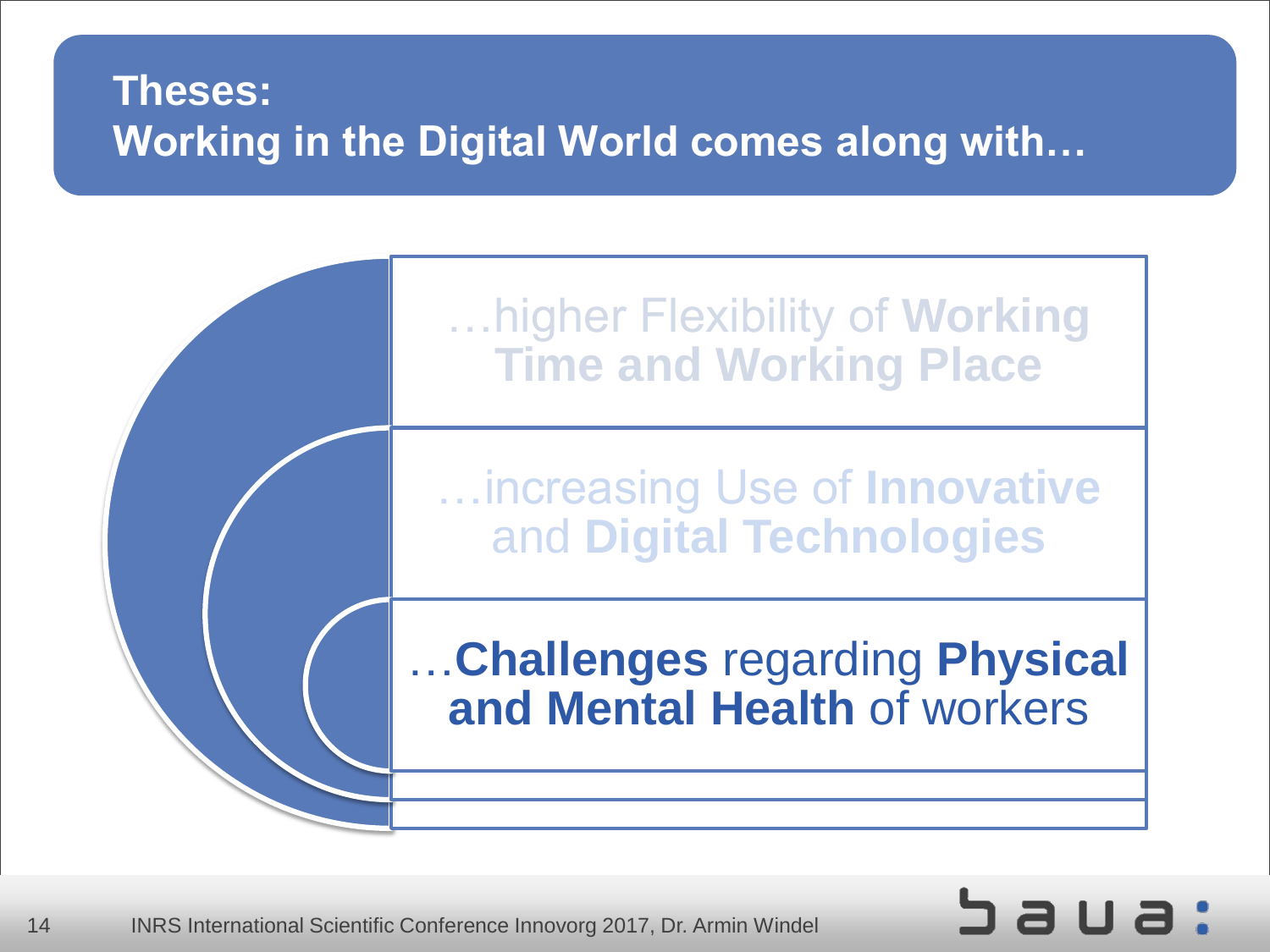## Theses:
## Working in the Digital World comes along with…

…higher Flexibility of **Working Time and Working Place**

…increasing Use of **Innovative** and **Digital Technologies**

…**Challenges** regarding **Physical and Mental Health** of workers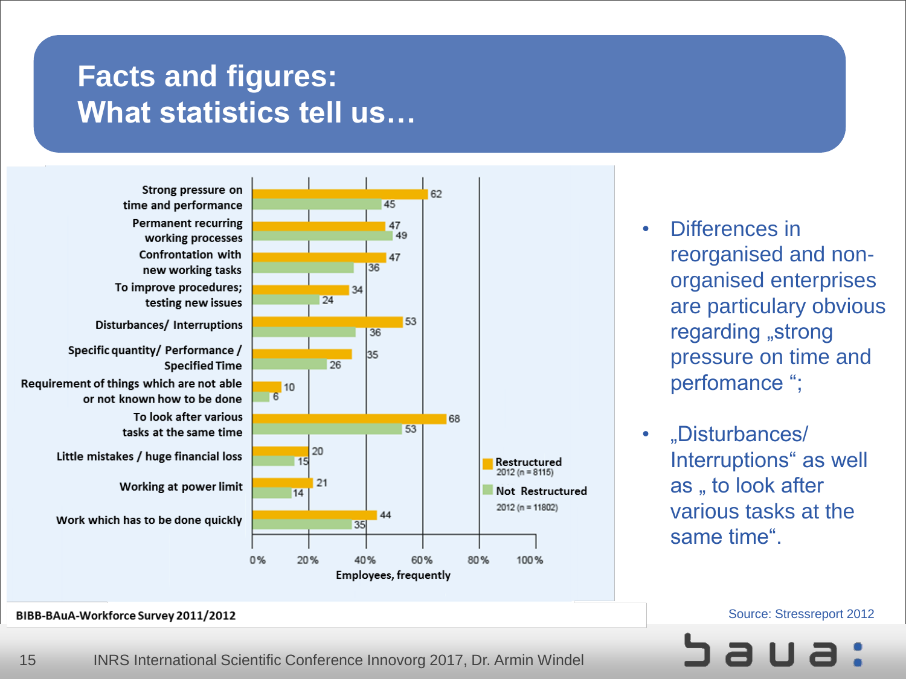# Facts and figures: What statistics tell us…

| | Restructured 2012 (n = 8115) | Not Restructured 2012 (n = 11802) |
|---|---|---|
| Strong pressure on time and performance | 62 | 45 |
| Permanent recurring working processes | 47 | 49 |
| Confrontation with new working tasks | 47 | 36 |
| To improve procedures; testing new issues | 34 | 24 |
| Disturbances/ Interruptions | 53 | 36 |
| Specific quantity/ Performance / Specified Time | 35 | 26 |
| Requirement of things which are not able or not known how to be done | 10 | 6 |
| To look after various tasks at the same time | 68 | 53 |
| Little mistakes / huge financial loss | 20 | 15 |
| Working at power limit | 21 | 14 |
| Work which has to be done quickly | 44 | 35 |

Employees, frequently (0% – 100%)

BIBB-BAuA-Workforce Survey 2011/2012

- Differences in reorganised and non-organised enterprises are particulary obvious regarding „strong pressure on time and perfomance ";
- „Disturbances/ Interruptions" as well as „ to look after various tasks at the same time".

Source: Stressreport 2012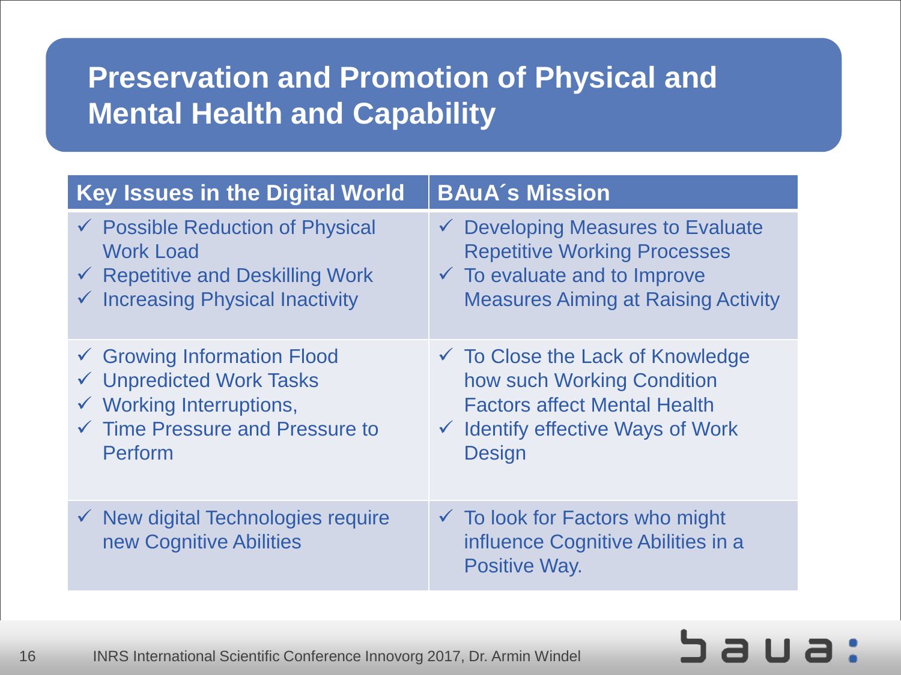# Preservation and Promotion of Physical and Mental Health and Capability

| Key Issues in the Digital World | BAuA´s Mission |
|---|---|
| ✓ Possible Reduction of Physical Work Load<br>✓ Repetitive and Deskilling Work<br>✓ Increasing Physical Inactivity | ✓ Developing Measures to Evaluate Repetitive Working Processes<br>✓ To evaluate and to Improve Measures Aiming at Raising Activity |
| ✓ Growing Information Flood<br>✓ Unpredicted Work Tasks<br>✓ Working Interruptions,<br>✓ Time Pressure and Pressure to Perform | ✓ To Close the Lack of Knowledge how such Working Condition Factors affect Mental Health<br>✓ Identify effective Ways of Work Design |
| ✓ New digital Technologies require new Cognitive Abilities | ✓ To look for Factors who might influence Cognitive Abilities in a Positive Way. |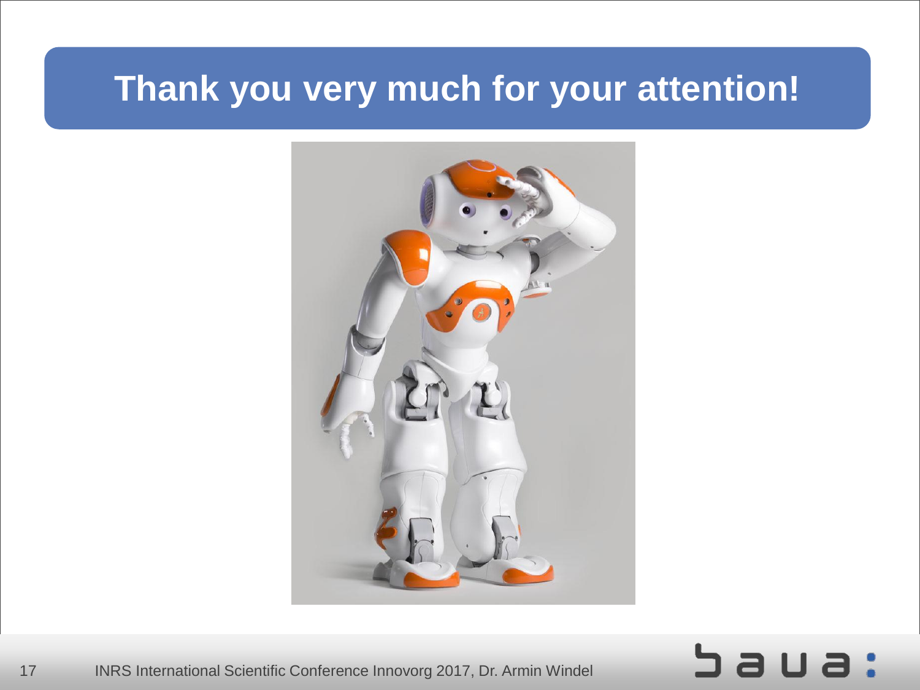# Thank you very much for your attention!